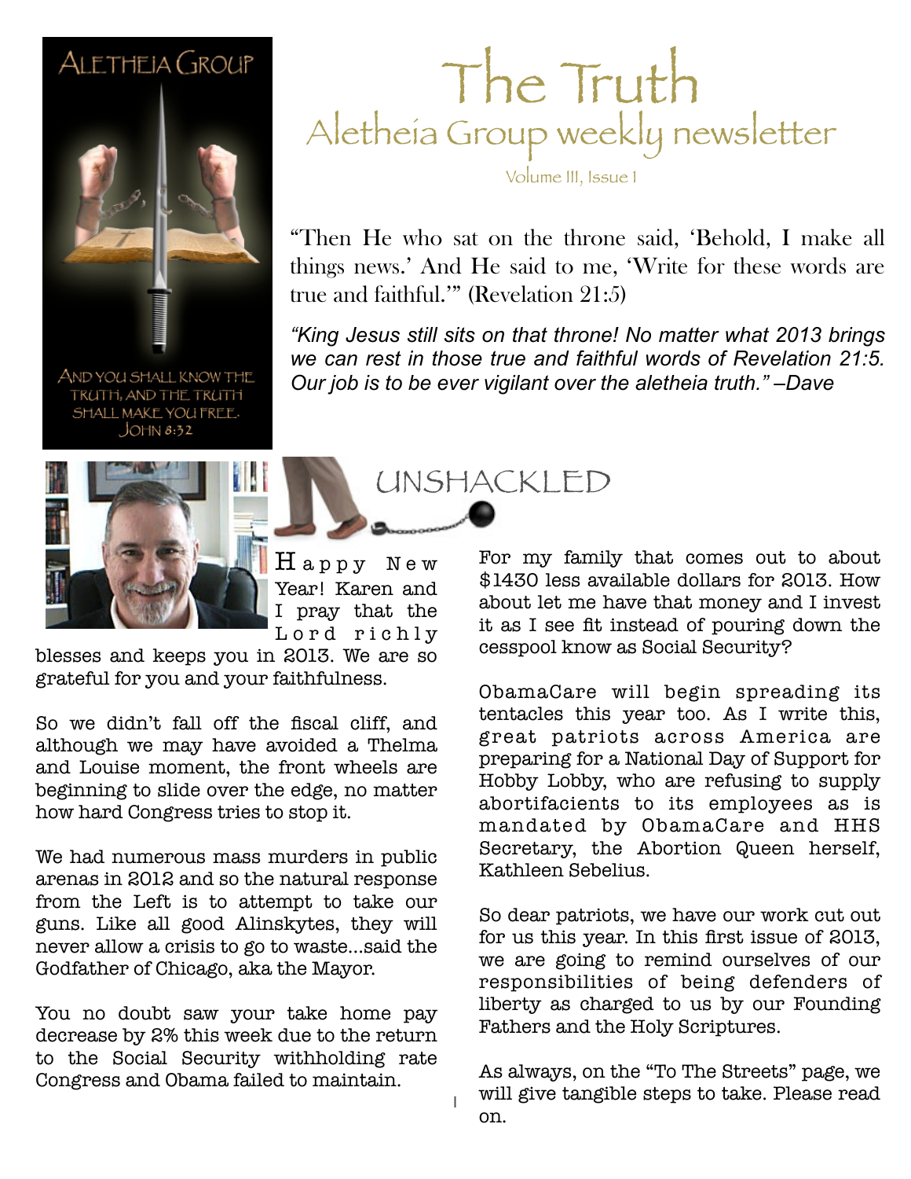# The Truth

## Aletheia Group weekly newsletter

Volume III, Issue 1

Aletheia Group

And you shall know the truth, and the truth shall make you free. John 8:32

"Then He who sat on the throne said, 'Behold, I make all things news.' And He said to me, 'Write for these words are true and faithful.'" (Revelation 21:5)

*"King Jesus still sits on that throne! No matter what 2013 brings we can rest in those true and faithful words of Revelation 21:5. Our job is to be ever vigilant over the aletheia truth." –Dave*

## UNSHACKLED

Happy New Year! Karen and I pray that the Lord richly blesses and keeps you in 2013. We are so grateful for you and your faithfulness.

So we didn't fall off the fiscal cliff, and although we may have avoided a Thelma and Louise moment, the front wheels are beginning to slide over the edge, no matter how hard Congress tries to stop it.

We had numerous mass murders in public arenas in 2012 and so the natural response from the Left is to attempt to take our guns. Like all good Alinskytes, they will never allow a crisis to go to waste...said the Godfather of Chicago, aka the Mayor.

You no doubt saw your take home pay decrease by 2% this week due to the return to the Social Security withholding rate Congress and Obama failed to maintain.

For my family that comes out to about $1430 less available dollars for 2013. How about let me have that money and I invest it as I see fit instead of pouring down the cesspool know as Social Security?

ObamaCare will begin spreading its tentacles this year too. As I write this, great patriots across America are preparing for a National Day of Support for Hobby Lobby, who are refusing to supply abortifacients to its employees as is mandated by ObamaCare and HHS Secretary, the Abortion Queen herself, Kathleen Sebelius.

So dear patriots, we have our work cut out for us this year. In this first issue of 2013, we are going to remind ourselves of our responsibilities of being defenders of liberty as charged to us by our Founding Fathers and the Holy Scriptures.

As always, on the "To The Streets" page, we will give tangible steps to take. Please read on.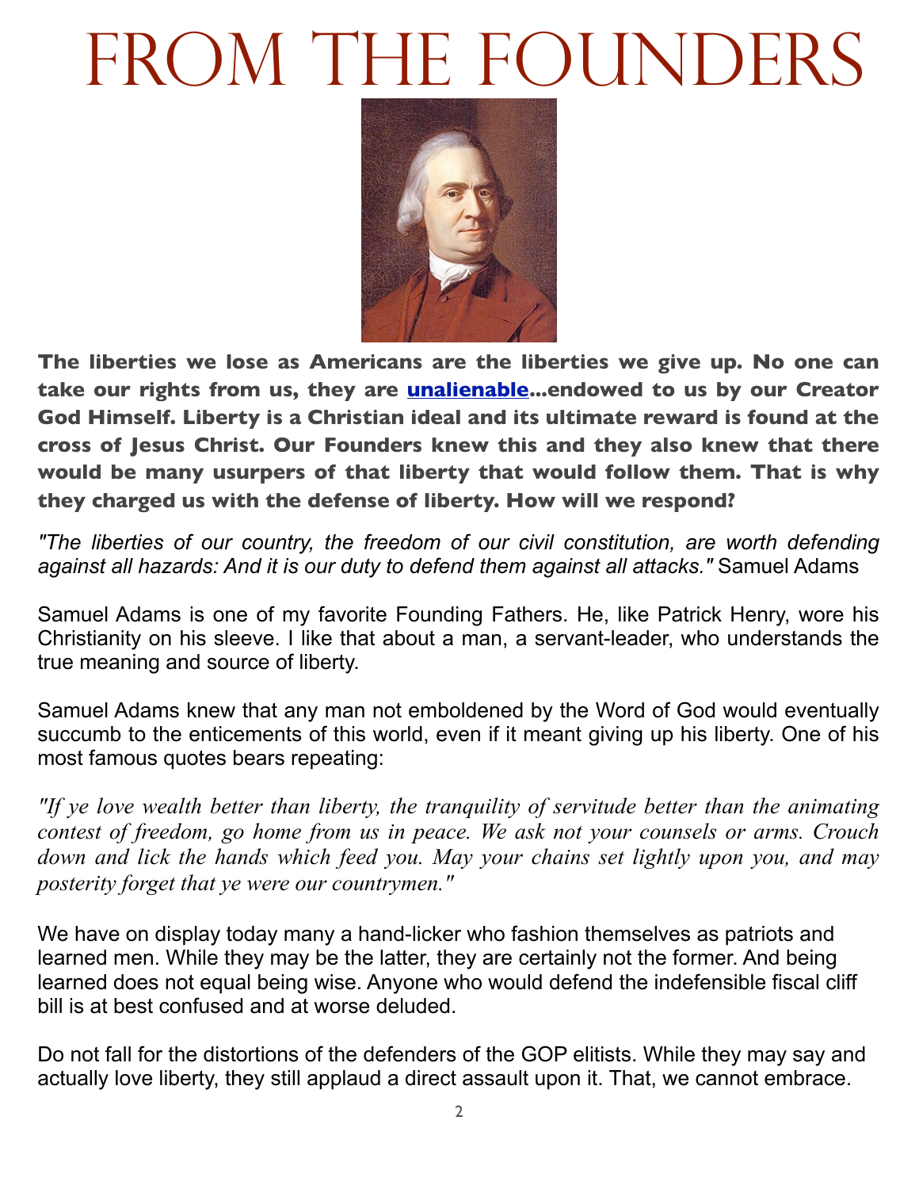# From the Founders

**The liberties we lose as Americans are the liberties we give up. No one can take our rights from us, they are unalienable...endowed to us by our Creator God Himself. Liberty is a Christian ideal and its ultimate reward is found at the cross of Jesus Christ. Our Founders knew this and they also knew that there would be many usurpers of that liberty that would follow them. That is why they charged us with the defense of liberty. How will we respond?**

*"The liberties of our country, the freedom of our civil constitution, are worth defending against all hazards: And it is our duty to defend them against all attacks."* Samuel Adams

Samuel Adams is one of my favorite Founding Fathers. He, like Patrick Henry, wore his Christianity on his sleeve. I like that about a man, a servant-leader, who understands the true meaning and source of liberty.

Samuel Adams knew that any man not emboldened by the Word of God would eventually succumb to the enticements of this world, even if it meant giving up his liberty. One of his most famous quotes bears repeating:

*"If ye love wealth better than liberty, the tranquility of servitude better than the animating contest of freedom, go home from us in peace. We ask not your counsels or arms. Crouch down and lick the hands which feed you. May your chains set lightly upon you, and may posterity forget that ye were our countrymen."*

We have on display today many a hand-licker who fashion themselves as patriots and learned men. While they may be the latter, they are certainly not the former. And being learned does not equal being wise. Anyone who would defend the indefensible fiscal cliff bill is at best confused and at worse deluded.

Do not fall for the distortions of the defenders of the GOP elitists. While they may say and actually love liberty, they still applaud a direct assault upon it. That, we cannot embrace.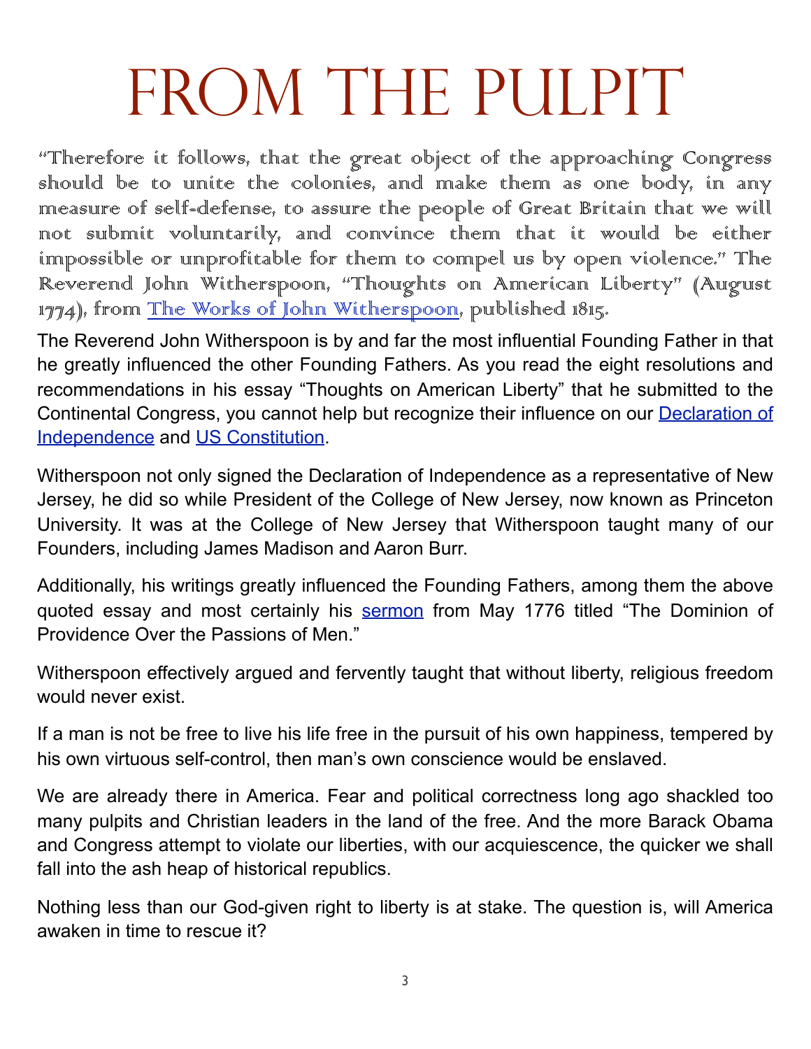# FROM THE PULPIT

"Therefore it follows, that the great object of the approaching Congress should be to unite the colonies, and make them as one body, in any measure of self-defense, to assure the people of Great Britain that we will not submit voluntarily, and convince them that it would be either impossible or unprofitable for them to compel us by open violence." The Reverend John Witherspoon, "Thoughts on American Liberty" (August 1774), from The Works of John Witherspoon, published 1815.

The Reverend John Witherspoon is by and far the most influential Founding Father in that he greatly influenced the other Founding Fathers. As you read the eight resolutions and recommendations in his essay "Thoughts on American Liberty" that he submitted to the Continental Congress, you cannot help but recognize their influence on our Declaration of Independence and US Constitution.

Witherspoon not only signed the Declaration of Independence as a representative of New Jersey, he did so while President of the College of New Jersey, now known as Princeton University. It was at the College of New Jersey that Witherspoon taught many of our Founders, including James Madison and Aaron Burr.

Additionally, his writings greatly influenced the Founding Fathers, among them the above quoted essay and most certainly his sermon from May 1776 titled "The Dominion of Providence Over the Passions of Men."

Witherspoon effectively argued and fervently taught that without liberty, religious freedom would never exist.

If a man is not be free to live his life free in the pursuit of his own happiness, tempered by his own virtuous self-control, then man's own conscience would be enslaved.

We are already there in America. Fear and political correctness long ago shackled too many pulpits and Christian leaders in the land of the free. And the more Barack Obama and Congress attempt to violate our liberties, with our acquiescence, the quicker we shall fall into the ash heap of historical republics.

Nothing less than our God-given right to liberty is at stake. The question is, will America awaken in time to rescue it?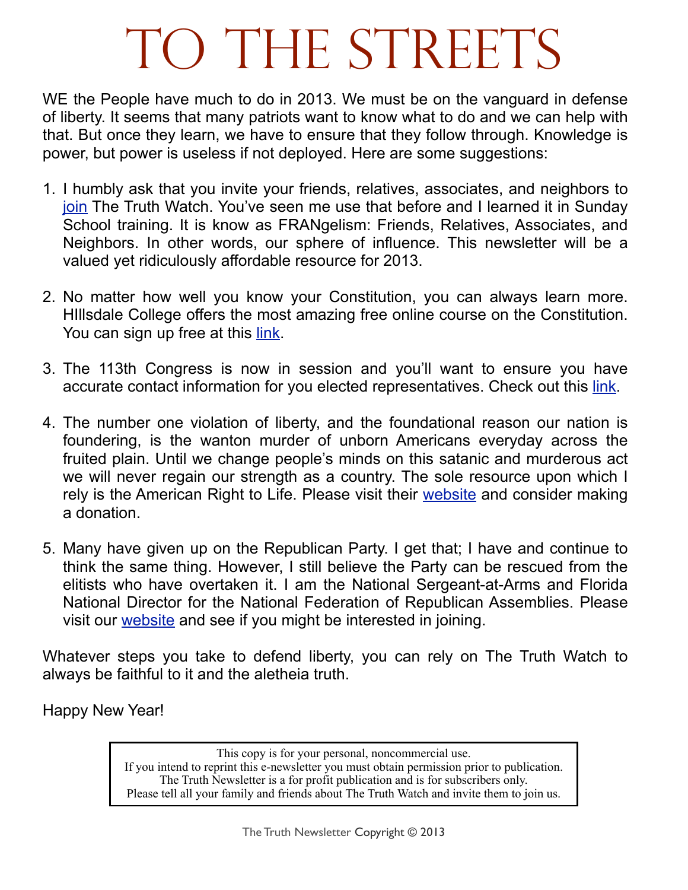# TO THE STREETS

WE the People have much to do in 2013. We must be on the vanguard in defense of liberty. It seems that many patriots want to know what to do and we can help with that. But once they learn, we have to ensure that they follow through. Knowledge is power, but power is useless if not deployed. Here are some suggestions:

1. I humbly ask that you invite your friends, relatives, associates, and neighbors to join The Truth Watch. You've seen me use that before and I learned it in Sunday School training. It is know as FRANgelism: Friends, Relatives, Associates, and Neighbors. In other words, our sphere of influence. This newsletter will be a valued yet ridiculously affordable resource for 2013.

2. No matter how well you know your Constitution, you can always learn more. HIllsdale College offers the most amazing free online course on the Constitution. You can sign up free at this link.

3. The 113th Congress is now in session and you'll want to ensure you have accurate contact information for you elected representatives. Check out this link.

4. The number one violation of liberty, and the foundational reason our nation is foundering, is the wanton murder of unborn Americans everyday across the fruited plain. Until we change people's minds on this satanic and murderous act we will never regain our strength as a country. The sole resource upon which I rely is the American Right to Life. Please visit their website and consider making a donation.

5. Many have given up on the Republican Party. I get that; I have and continue to think the same thing. However, I still believe the Party can be rescued from the elitists who have overtaken it. I am the National Sergeant-at-Arms and Florida National Director for the National Federation of Republican Assemblies. Please visit our website and see if you might be interested in joining.

Whatever steps you take to defend liberty, you can rely on The Truth Watch to always be faithful to it and the aletheia truth.

Happy New Year!

This copy is for your personal, noncommercial use.
If you intend to reprint this e-newsletter you must obtain permission prior to publication.
The Truth Newsletter is a for profit publication and is for subscribers only.
Please tell all your family and friends about The Truth Watch and invite them to join us.

The Truth Newsletter Copyright © 2013